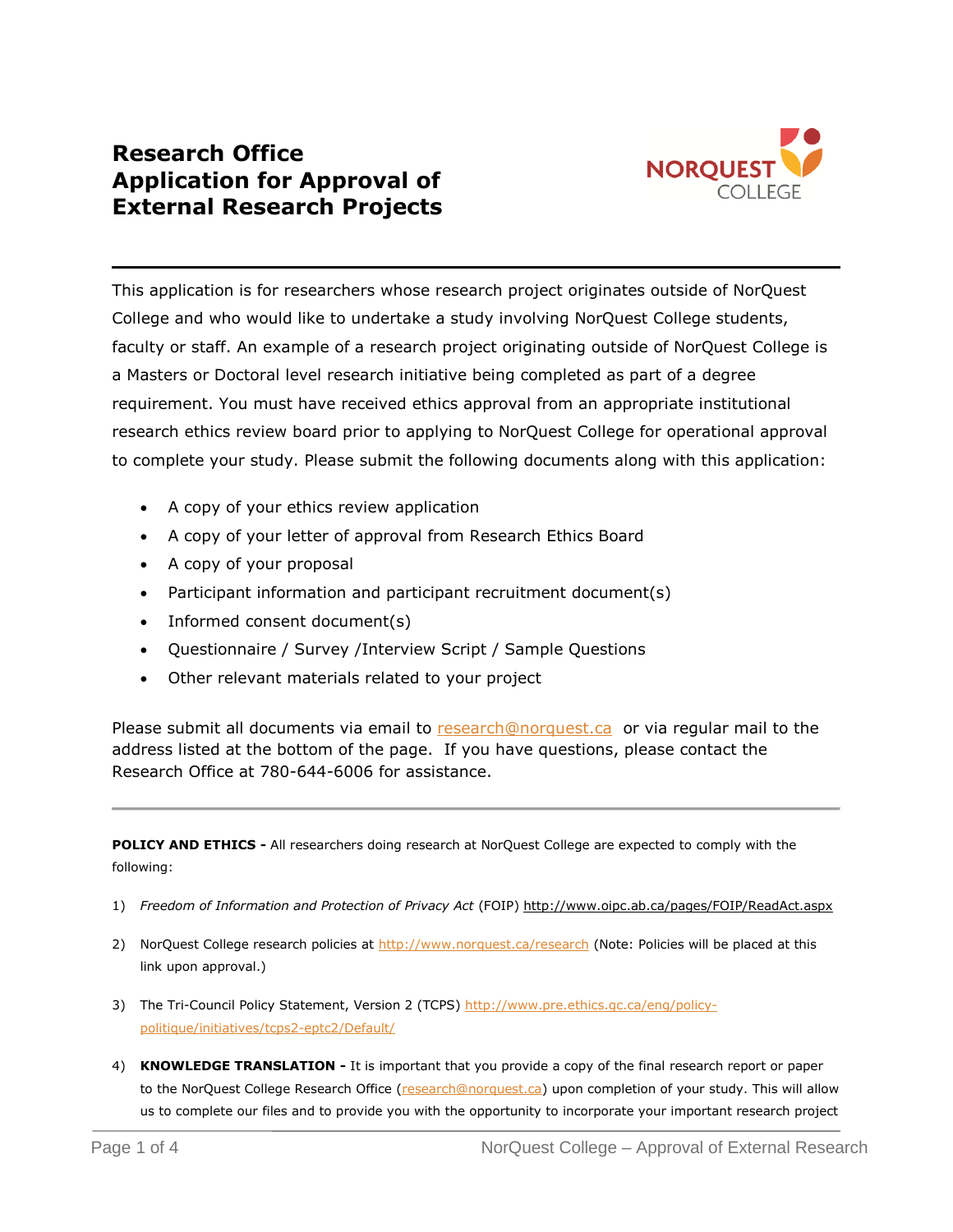# Research Office
# Application for Approval of External Research Projects

This application is for researchers whose research project originates outside of NorQuest College and who would like to undertake a study involving NorQuest College students, faculty or staff. An example of a research project originating outside of NorQuest College is a Masters or Doctoral level research initiative being completed as part of a degree requirement. You must have received ethics approval from an appropriate institutional research ethics review board prior to applying to NorQuest College for operational approval to complete your study. Please submit the following documents along with this application:

- A copy of your ethics review application
- A copy of your letter of approval from Research Ethics Board
- A copy of your proposal
- Participant information and participant recruitment document(s)
- Informed consent document(s)
- Questionnaire / Survey /Interview Script / Sample Questions
- Other relevant materials related to your project

Please submit all documents via email to research@norquest.ca or via regular mail to the address listed at the bottom of the page. If you have questions, please contact the Research Office at 780-644-6006 for assistance.

---

**POLICY AND ETHICS -** All researchers doing research at NorQuest College are expected to comply with the following:

1) *Freedom of Information and Protection of Privacy Act* (FOIP) http://www.oipc.ab.ca/pages/FOIP/ReadAct.aspx

2) NorQuest College research policies at http://www.norquest.ca/research (Note: Policies will be placed at this link upon approval.)

3) The Tri-Council Policy Statement, Version 2 (TCPS) http://www.pre.ethics.gc.ca/eng/policy-politique/initiatives/tcps2-eptc2/Default/

4) **KNOWLEDGE TRANSLATION -** It is important that you provide a copy of the final research report or paper to the NorQuest College Research Office (research@norquest.ca) upon completion of your study. This will allow us to complete our files and to provide you with the opportunity to incorporate your important research project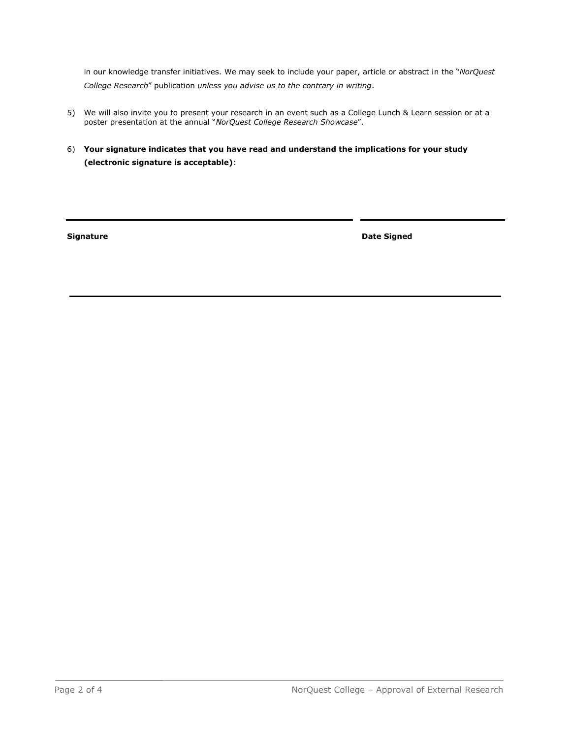in our knowledge transfer initiatives. We may seek to include your paper, article or abstract in the "*NorQuest College Research*" publication *unless you advise us to the contrary in writing*.

5) We will also invite you to present your research in an event such as a College Lunch & Learn session or at a poster presentation at the annual "*NorQuest College Research Showcase*".

6) **Your signature indicates that you have read and understand the implications for your study (electronic signature is acceptable)**:

| **Signature** | **Date Signed** |
| --- | --- |
| | |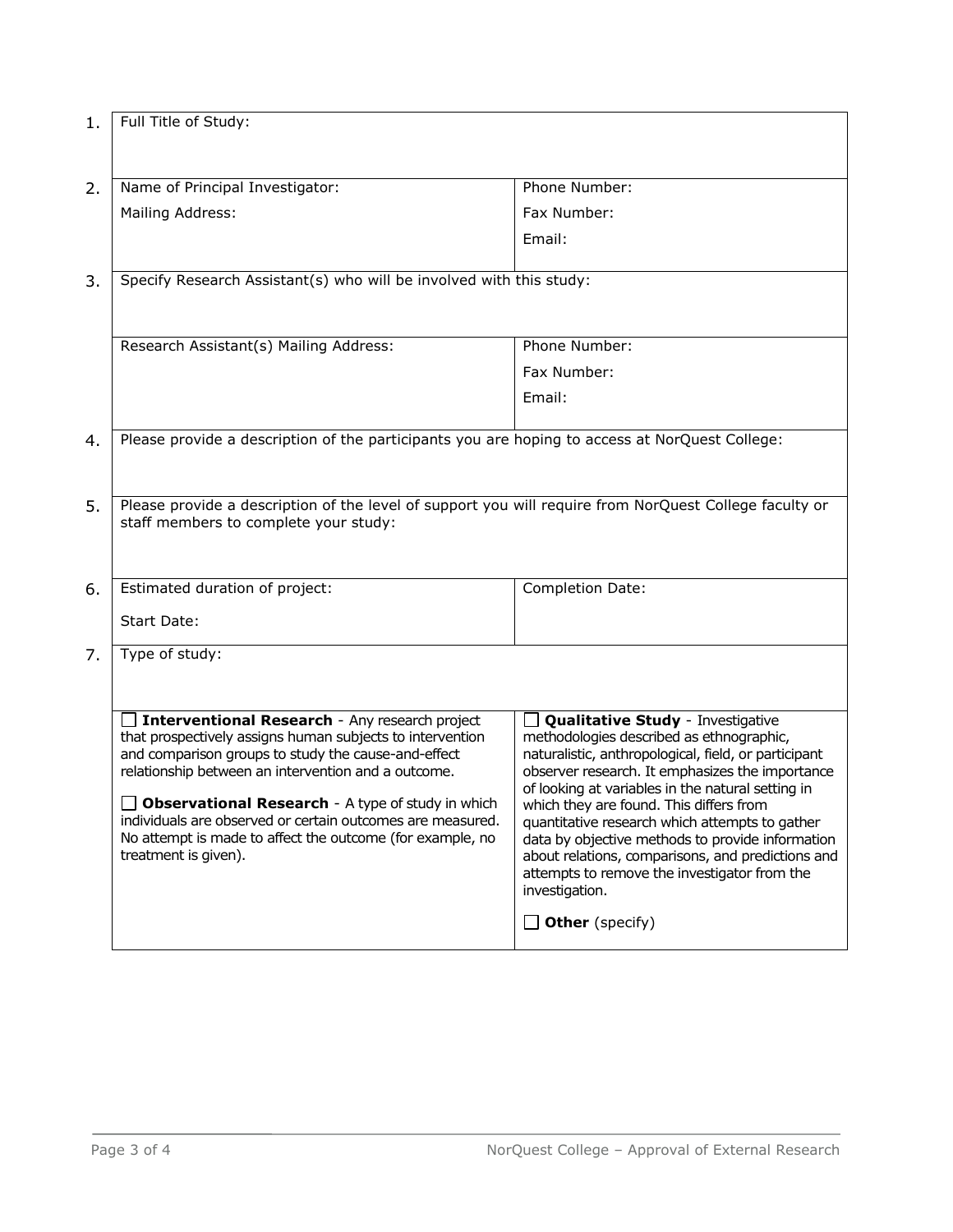| | | |
|---|---|---|
| 1. | Full Title of Study: | |
| 2. | Name of Principal Investigator:<br>Mailing Address: | Phone Number:<br>Fax Number:<br>Email: |
| 3. | Specify Research Assistant(s) who will be involved with this study: | |
| | Research Assistant(s) Mailing Address: | Phone Number:<br>Fax Number:<br>Email: |
| 4. | Please provide a description of the participants you are hoping to access at NorQuest College: | |
| 5. | Please provide a description of the level of support you will require from NorQuest College faculty or staff members to complete your study: | |
| 6. | Estimated duration of project:<br>Start Date: | Completion Date: |
| 7. | Type of study: | |
| | ☐ **Interventional Research** - Any research project that prospectively assigns human subjects to intervention and comparison groups to study the cause-and-effect relationship between an intervention and a outcome.<br><br>☐ **Observational Research** - A type of study in which individuals are observed or certain outcomes are measured. No attempt is made to affect the outcome (for example, no treatment is given). | ☐ **Qualitative Study** - Investigative methodologies described as ethnographic, naturalistic, anthropological, field, or participant observer research. It emphasizes the importance of looking at variables in the natural setting in which they are found. This differs from quantitative research which attempts to gather data by objective methods to provide information about relations, comparisons, and predictions and attempts to remove the investigator from the investigation.<br><br>☐ **Other** (specify) |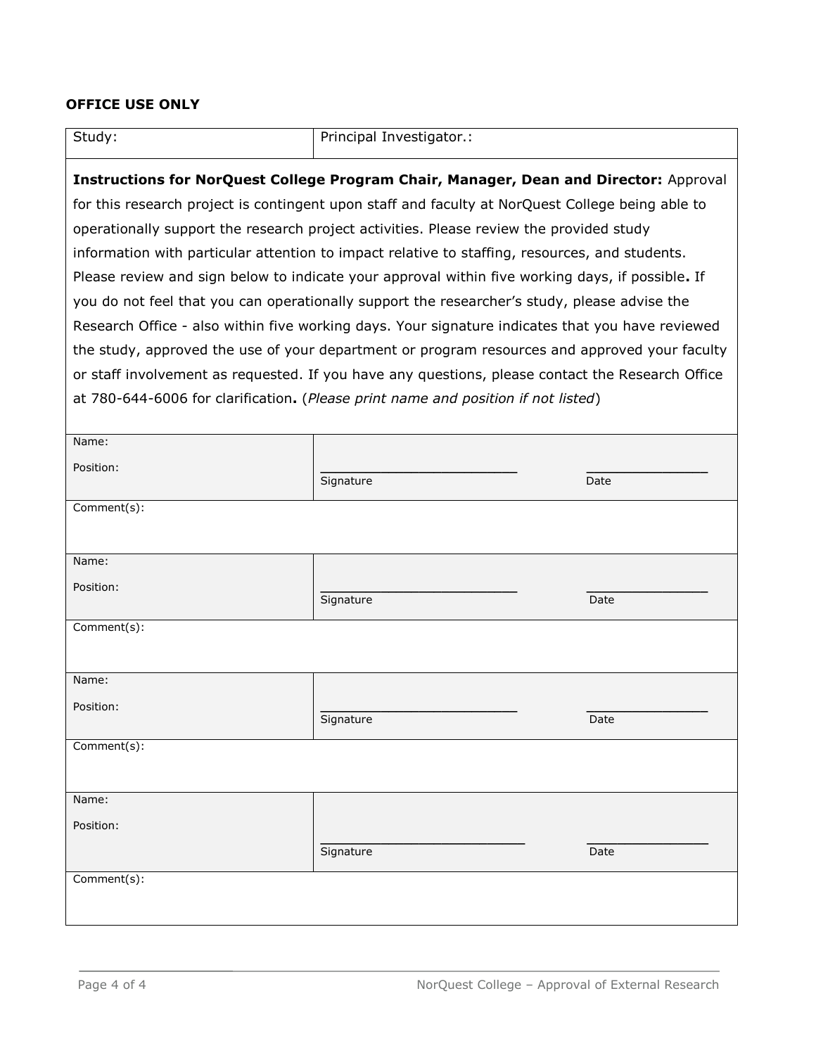**OFFICE USE ONLY**

| Study: | Principal Investigator.: | | |
| --- | --- | --- | --- |
| **Instructions for NorQuest College Program Chair, Manager, Dean and Director:** Approval for this research project is contingent upon staff and faculty at NorQuest College being able to operationally support the research project activities. Please review the provided study information with particular attention to impact relative to staffing, resources, and students. Please review and sign below to indicate your approval within five working days, if possible**.** If you do not feel that you can operationally support the researcher's study, please advise the Research Office - also within five working days. Your signature indicates that you have reviewed the study, approved the use of your department or program resources and approved your faculty or staff involvement as requested. If you have any questions, please contact the Research Office at 780-644-6006 for clarification**.** (*Please print name and position if not listed*) | | | |
| Name:<br>Position: | ________________________<br>Signature | ______________<br>Date | |
| Comment(s): | | | |
| Name:<br>Position: | ________________________<br>Signature | ______________<br>Date | |
| Comment(s): | | | |
| Name:<br>Position: | ________________________<br>Signature | ______________<br>Date | |
| Comment(s): | | | |
| Name:<br>Position: | ________________________<br>Signature | ______________<br>Date | |
| Comment(s): | | | |